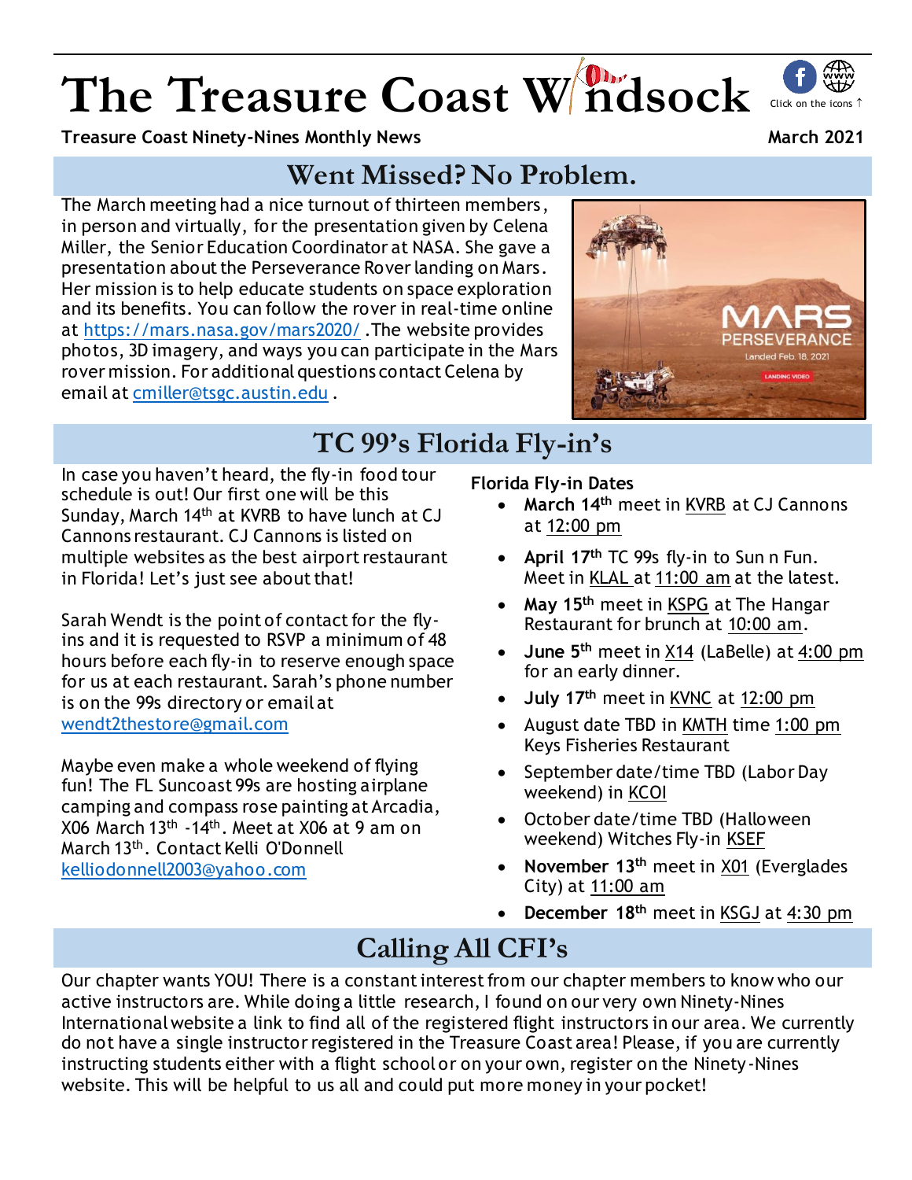# The Treasure Coast Windsock

Click on the icons ↑

**Treasure Coast Ninety-Nines Monthly News** **March 2021**

## Went Missed? No Problem.

The March meeting had a nice turnout of thirteen members, in person and virtually, for the presentation given by Celena Miller, the Senior Education Coordinator at NASA. She gave a presentation about the Perseverance Rover landing on Mars. Her mission is to help educate students on space exploration and its benefits. You can follow the rover in real-time online at https://mars.nasa.gov/mars2020/ . The website provides photos, 3D imagery, and ways you can participate in the Mars rover mission. For additional questions contact Celena by email at cmiller@tsgc.austin.edu .

## TC 99's Florida Fly-in's

In case you haven't heard, the fly-in food tour schedule is out! Our first one will be this Sunday, March 14th at KVRB to have lunch at CJ Cannons restaurant. CJ Cannons is listed on multiple websites as the best airport restaurant in Florida! Let's just see about that!

Sarah Wendt is the point of contact for the fly-ins and it is requested to RSVP a minimum of 48 hours before each fly-in to reserve enough space for us at each restaurant. Sarah's phone number is on the 99s directory or email at wendt2thestore@gmail.com

Maybe even make a whole weekend of flying fun! The FL Suncoast 99s are hosting airplane camping and compass rose painting at Arcadia, X06 March 13th -14th. Meet at X06 at 9 am on March 13th. Contact Kelli O'Donnell kelliodonnell2003@yahoo.com

**Florida Fly-in Dates**

- **March 14th** meet in KVRB at CJ Cannons at 12:00 pm
- **April 17th** TC 99s fly-in to Sun n Fun. Meet in KLAL at 11:00 am at the latest.
- **May 15th** meet in KSPG at The Hangar Restaurant for brunch at 10:00 am.
- **June 5th** meet in X14 (LaBelle) at 4:00 pm for an early dinner.
- **July 17th** meet in KVNC at 12:00 pm
- August date TBD in KMTH time 1:00 pm Keys Fisheries Restaurant
- September date/time TBD (Labor Day weekend) in KCOI
- October date/time TBD (Halloween weekend) Witches Fly-in KSEF
- **November 13th** meet in X01 (Everglades City) at 11:00 am
- **December 18th** meet in KSGJ at 4:30 pm

## Calling All CFI's

Our chapter wants YOU! There is a constant interest from our chapter members to know who our active instructors are. While doing a little research, I found on our very own Ninety-Nines International website a link to find all of the registered flight instructors in our area. We currently do not have a single instructor registered in the Treasure Coast area! Please, if you are currently instructing students either with a flight school or on your own, register on the Ninety-Nines website. This will be helpful to us all and could put more money in your pocket!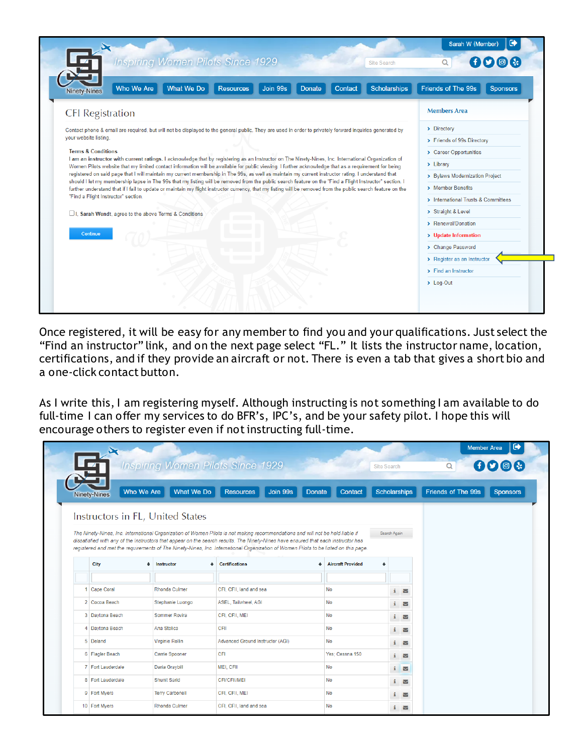Once registered, it will be easy for any member to find you and your qualifications. Just select the “Find an instructor” link, and on the next page select “FL.” It lists the instructor name, location, certifications, and if they provide an aircraft or not. There is even a tab that gives a short bio and a one-click contact button.

As I write this, I am registering myself. Although instructing is not something I am available to do full-time I can offer my services to do BFR’s, IPC’s, and be your safety pilot. I hope this will encourage others to register even if not instructing full-time.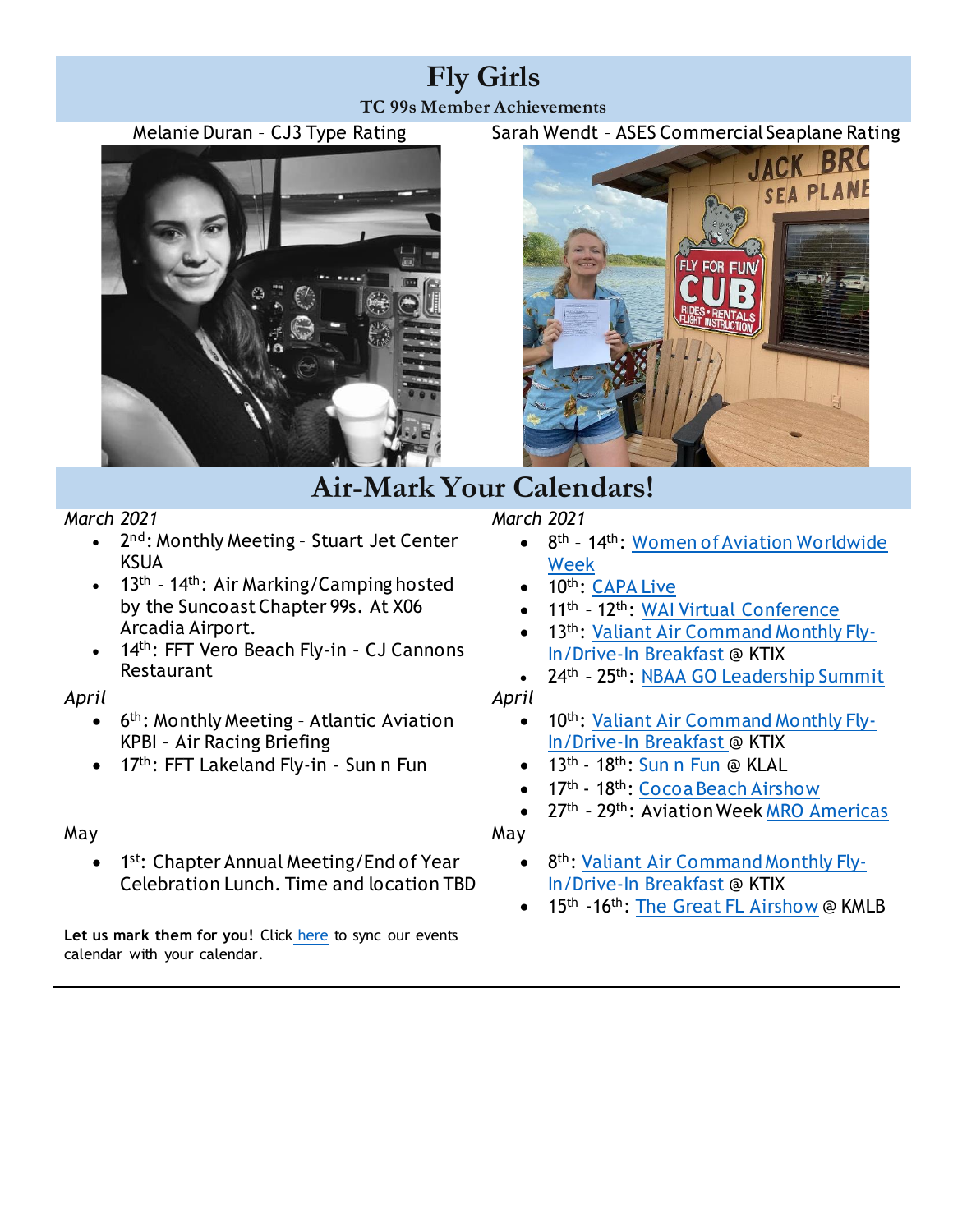# Fly Girls

## TC 99s Member Achievements

Melanie Duran – CJ3 Type Rating

Sarah Wendt – ASES Commercial Seaplane Rating

# Air-Mark Your Calendars!

*March 2021*

- 2nd: Monthly Meeting – Stuart Jet Center KSUA
- 13th – 14th: Air Marking/Camping hosted by the Suncoast Chapter 99s. At X06 Arcadia Airport.
- 14th: FFT Vero Beach Fly-in – CJ Cannons Restaurant

*April*

- 6th: Monthly Meeting – Atlantic Aviation KPBI – Air Racing Briefing
- 17th: FFT Lakeland Fly-in - Sun n Fun

May

- 1st: Chapter Annual Meeting/End of Year Celebration Lunch. Time and location TBD

**Let us mark them for you!** Click here to sync our events calendar with your calendar.

*March 2021*

- 8th – 14th: Women of Aviation Worldwide Week
- 10th: CAPA Live
- 11th – 12th: WAI Virtual Conference
- 13th: Valiant Air Command Monthly Fly-In/Drive-In Breakfast @ KTIX
- 24th – 25th: NBAA GO Leadership Summit

*April*

- 10th: Valiant Air Command Monthly Fly-In/Drive-In Breakfast @ KTIX
- 13th - 18th: Sun n Fun @ KLAL
- 17th - 18th: Cocoa Beach Airshow
- 27th – 29th: Aviation Week MRO Americas

May

- 8th: Valiant Air Command Monthly Fly-In/Drive-In Breakfast @ KTIX
- 15th -16th: The Great FL Airshow @ KMLB